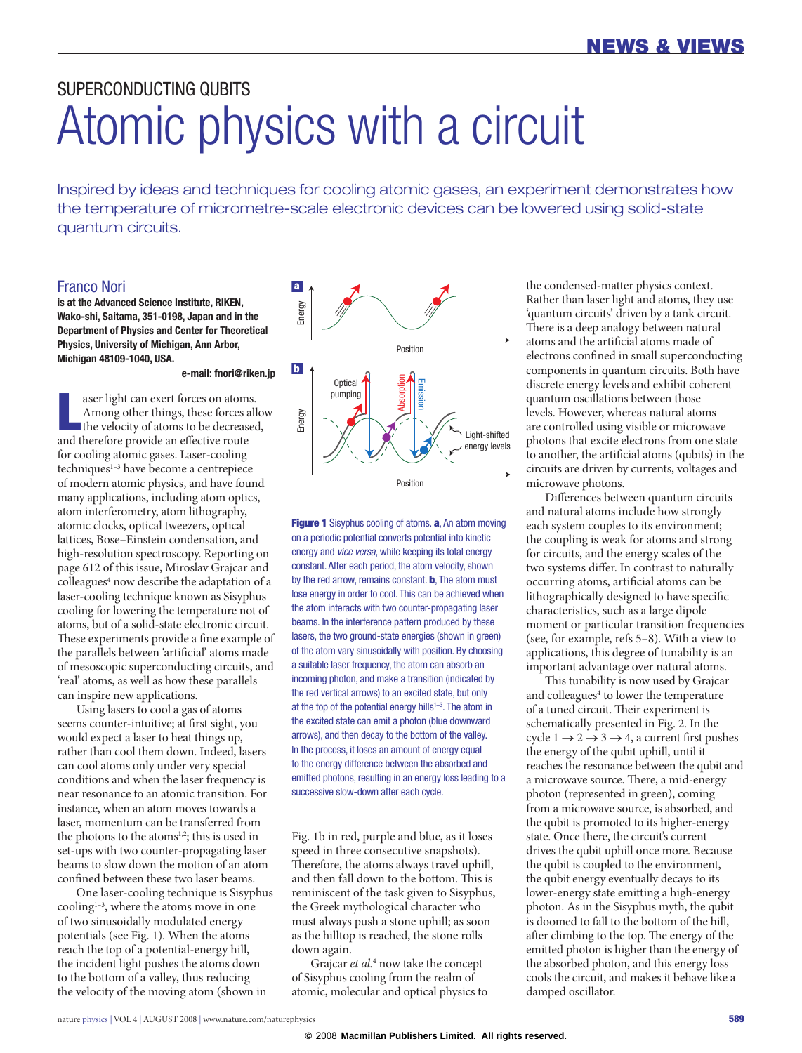SUPERCONDUCTING QUBITS

# Atomic physics with a circuit

Inspired by ideas and techniques for cooling atomic gases, an experiment demonstrates how the temperature of micrometre-scale electronic devices can be lowered using solid-state quantum circuits.

## Franco Nori

**is at the Advanced Science Institute, RIKEN, Wako-shi, Saitama, 351-0198, Japan and in the Department of Physics and Center for Theoretical Physics, University of Michigan, Ann Arbor, Michigan 48109-1040, USA.**

**e-mail: fnori@riken.jp**

Laser light can exert forces on atoms. Among other things, these forces allow the velocity of atoms to be decreased, and therefore provide an effective route for cooling atomic gases. Laser-cooling techniques[1–3] have become a centrepiece of modern atomic physics, and have found many applications, including atom optics, atom interferometry, atom lithography, atomic clocks, optical tweezers, optical lattices, Bose–Einstein condensation, and high-resolution spectroscopy. Reporting on page 612 of this issue, Miroslav Grajcar and colleagues[4] now describe the adaptation of a laser-cooling technique known as Sisyphus cooling for lowering the temperature not of atoms, but of a solid-state electronic circuit. These experiments provide a fine example of the parallels between 'artificial' atoms made of mesoscopic superconducting circuits, and 'real' atoms, as well as how these parallels can inspire new applications.

Using lasers to cool a gas of atoms seems counter-intuitive; at first sight, you would expect a laser to heat things up, rather than cool them down. Indeed, lasers can cool atoms only under very special conditions and when the laser frequency is near resonance to an atomic transition. For instance, when an atom moves towards a laser, momentum can be transferred from the photons to the atoms[1,2]; this is used in set-ups with two counter-propagating laser beams to slow down the motion of an atom confined between these two laser beams.

One laser-cooling technique is Sisyphus cooling[1–3], where the atoms move in one of two sinusoidally modulated energy potentials (see Fig. 1). When the atoms reach the top of a potential-energy hill, the incident light pushes the atoms down to the bottom of a valley, thus reducing the velocity of the moving atom (shown in Fig. 1b in red, purple and blue, as it loses speed in three consecutive snapshots). Therefore, the atoms always travel uphill, and then fall down to the bottom. This is reminiscent of the task given to Sisyphus, the Greek mythological character who must always push a stone uphill; as soon as the hilltop is reached, the stone rolls down again.

**Figure 1** Sisyphus cooling of atoms. **a**, An atom moving on a periodic potential converts potential into kinetic energy and *vice versa*, while keeping its total energy constant. After each period, the atom velocity, shown by the red arrow, remains constant. **b**, The atom must lose energy in order to cool. This can be achieved when the atom interacts with two counter-propagating laser beams. In the interference pattern produced by these lasers, the two ground-state energies (shown in green) of the atom vary sinusoidally with position. By choosing a suitable laser frequency, the atom can absorb an incoming photon, and make a transition (indicated by the red vertical arrows) to an excited state, but only at the top of the potential energy hills[1–3]. The atom in the excited state can emit a photon (blue downward arrows), and then decay to the bottom of the valley. In the process, it loses an amount of energy equal to the energy difference between the absorbed and emitted photons, resulting in an energy loss leading to a successive slow-down after each cycle.

Grajcar *et al.*[4] now take the concept of Sisyphus cooling from the realm of atomic, molecular and optical physics to the condensed-matter physics context. Rather than laser light and atoms, they use 'quantum circuits' driven by a tank circuit. There is a deep analogy between natural atoms and the artificial atoms made of electrons confined in small superconducting components in quantum circuits. Both have discrete energy levels and exhibit coherent quantum oscillations between those levels. However, whereas natural atoms are controlled using visible or microwave photons that excite electrons from one state to another, the artificial atoms (qubits) in the circuits are driven by currents, voltages and microwave photons.

Differences between quantum circuits and natural atoms include how strongly each system couples to its environment; the coupling is weak for atoms and strong for circuits, and the energy scales of the two systems differ. In contrast to naturally occurring atoms, artificial atoms can be lithographically designed to have specific characteristics, such as a large dipole moment or particular transition frequencies (see, for example, refs 5–8). With a view to applications, this degree of tunability is an important advantage over natural atoms.

This tunability is now used by Grajcar and colleagues[4] to lower the temperature of a tuned circuit. Their experiment is schematically presented in Fig. 2. In the cycle $1 \rightarrow 2 \rightarrow 3 \rightarrow 4$, a current first pushes the energy of the qubit uphill, until it reaches the resonance between the qubit and a microwave source. There, a mid-energy photon (represented in green), coming from a microwave source, is absorbed, and the qubit is promoted to its higher-energy state. Once there, the circuit's current drives the qubit uphill once more. Because the qubit is coupled to the environment, the qubit energy eventually decays to its lower-energy state emitting a high-energy photon. As in the Sisyphus myth, the qubit is doomed to fall to the bottom of the hill, after climbing to the top. The energy of the emitted photon is higher than the energy of the absorbed photon, and this energy loss cools the circuit, and makes it behave like a damped oscillator.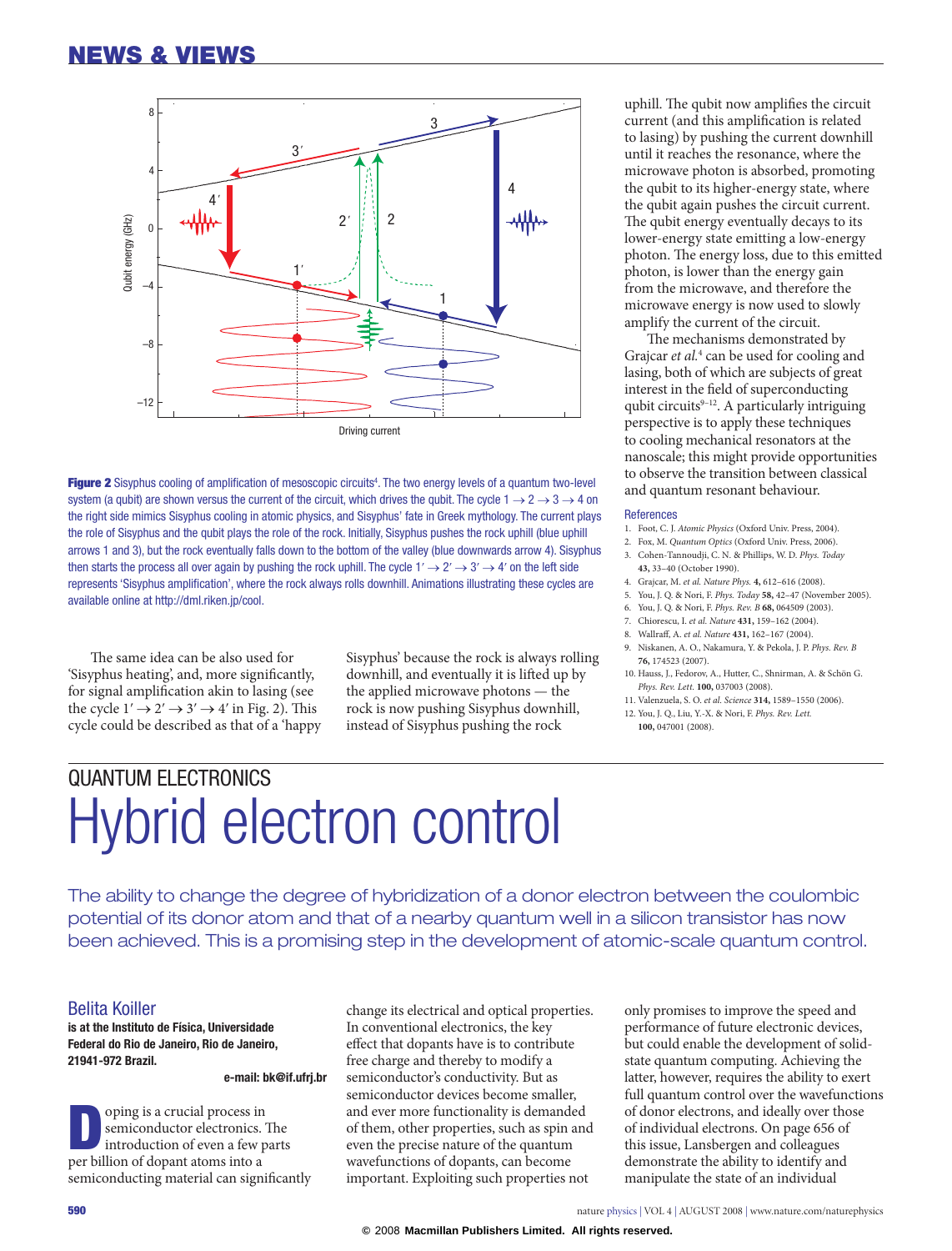Qubit energy (GHz)

8

4

0

−4

−8

−12

Driving current

3′

3

4′

4

2′

2

1′

1

**Figure 2** Sisyphus cooling of amplification of mesoscopic circuits[4]. The two energy levels of a quantum two-level system (a qubit) are shown versus the current of the circuit, which drives the qubit. The cycle $1 \rightarrow 2 \rightarrow 3 \rightarrow 4$ on the right side mimics Sisyphus cooling in atomic physics, and Sisyphus' fate in Greek mythology. The current plays the role of Sisyphus and the qubit plays the role of the rock. Initially, Sisyphus pushes the rock uphill (blue uphill arrows 1 and 3), but the rock eventually falls down to the bottom of the valley (blue downwards arrow 4). Sisyphus then starts the process all over again by pushing the rock uphill. The cycle $1' \rightarrow 2' \rightarrow 3' \rightarrow 4'$ on the left side represents 'Sisyphus amplification', where the rock always rolls downhill. Animations illustrating these cycles are available online at http://dml.riken.jp/cool.

The same idea can be also used for 'Sisyphus heating', and, more significantly, for signal amplification akin to lasing (see the cycle $1' \rightarrow 2' \rightarrow 3' \rightarrow 4'$ in Fig. 2). This cycle could be described as that of a 'happy Sisyphus' because the rock is always rolling downhill, and eventually it is lifted up by the applied microwave photons — the rock is now pushing Sisyphus downhill, instead of Sisyphus pushing the rock uphill. The qubit now amplifies the circuit current (and this amplification is related to lasing) by pushing the current downhill until it reaches the resonance, where the microwave photon is absorbed, promoting the qubit to its higher-energy state, where the qubit again pushes the circuit current. The qubit energy eventually decays to its lower-energy state emitting a low-energy photon. The energy loss, due to this emitted photon, is lower than the energy gain from the microwave, and therefore the microwave energy is now used to slowly amplify the current of the circuit.

The mechanisms demonstrated by Grajcar *et al.*[4] can be used for cooling and lasing, both of which are subjects of great interest in the field of superconducting qubit circuits[9–12]. A particularly intriguing perspective is to apply these techniques to cooling mechanical resonators at the nanoscale; this might provide opportunities to observe the transition between classical and quantum resonant behaviour.

### References

1. Foot, C. J. *Atomic Physics* (Oxford Univ. Press, 2004).
2. Fox, M. *Quantum Optics* (Oxford Univ. Press, 2006).
3. Cohen-Tannoudji, C. N. & Phillips, W. D. *Phys. Today* **43**, 33–40 (October 1990).
4. Grajcar, M. *et al. Nature Phys.* **4**, 612–616 (2008).
5. You, J. Q. & Nori, F. *Phys. Today* **58**, 42–47 (November 2005).
6. You, J. Q. & Nori, F. *Phys. Rev. B* **68**, 064509 (2003).
7. Chiorescu, I. *et al. Nature* **431**, 159–162 (2004).
8. Wallraff, A. *et al. Nature* **431**, 162–167 (2004).
9. Niskanen, A. O., Nakamura, Y. & Pekola, J. P. *Phys. Rev. B* **76**, 174523 (2007).
10. Hauss, J., Fedorov, A., Hutter, C., Shnirman, A. & Schön G. *Phys. Rev. Lett.* **100**, 037003 (2008).
11. Valenzuela, S. O. *et al. Science* **314**, 1589–1550 (2006).
12. You, J. Q., Liu, Y.-X. & Nori, F. *Phys. Rev. Lett.* **100**, 047001 (2008).

---

QUANTUM ELECTRONICS

# Hybrid electron control

The ability to change the degree of hybridization of a donor electron between the coulombic potential of its donor atom and that of a nearby quantum well in a silicon transistor has now been achieved. This is a promising step in the development of atomic-scale quantum control.

## Belita Koiller

**is at the Instituto de Física, Universidade Federal do Rio de Janeiro, Rio de Janeiro, 21941-972 Brazil.**

**e-mail: bk@if.ufrj.br**

Doping is a crucial process in semiconductor electronics. The introduction of even a few parts per billion of dopant atoms into a semiconducting material can significantly change its electrical and optical properties. In conventional electronics, the key effect that dopants have is to contribute free charge and thereby to modify a semiconductor's conductivity. But as semiconductor devices become smaller, and ever more functionality is demanded of them, other properties, such as spin and even the precise nature of the quantum wavefunctions of dopants, can become important. Exploiting such properties not only promises to improve the speed and performance of future electronic devices, but could enable the development of solid-state quantum computing. Achieving the latter, however, requires the ability to exert full quantum control over the wavefunctions of donor electrons, and ideally over those of individual electrons. On page 656 of this issue, Lansbergen and colleagues demonstrate the ability to identify and manipulate the state of an individual